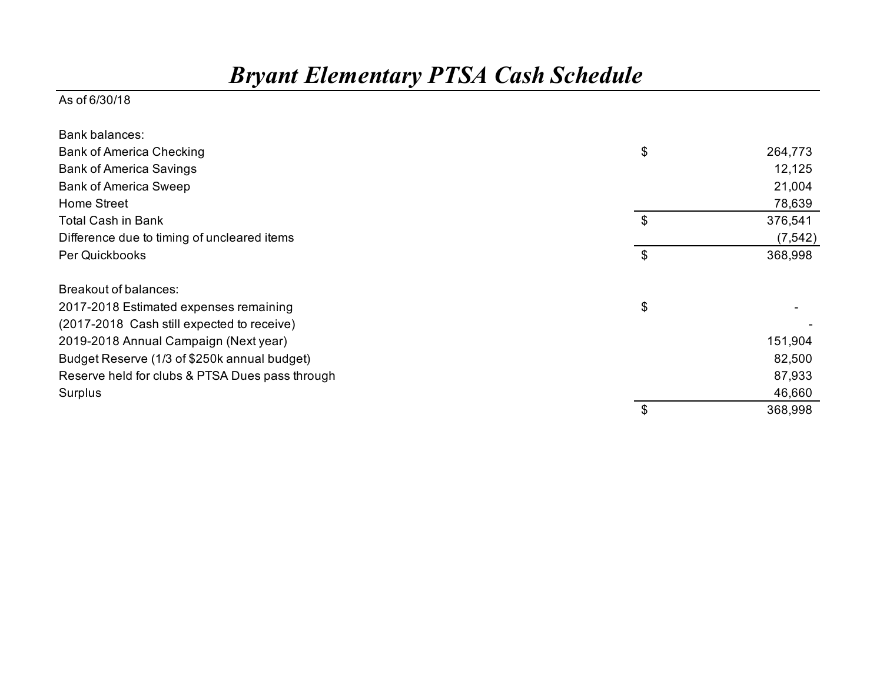# *Bryant Elementary PTSA Cash Schedule*

As of 6/30/18

| | | |
|---|---|---|
| Bank balances: | | |
| Bank of America Checking | $ | 264,773 |
| Bank of America Savings | | 12,125 |
| Bank of America Sweep | | 21,004 |
| Home Street | | 78,639 |
| Total Cash in Bank | $ | 376,541 |
| Difference due to timing of uncleared items | | (7,542) |
| Per Quickbooks | $ | 368,998 |
| | | |
| Breakout of balances: | | |
| 2017-2018 Estimated expenses remaining | $ | - |
| (2017-2018  Cash still expected to receive) | | - |
| 2019-2018 Annual Campaign (Next year) | | 151,904 |
| Budget Reserve (1/3 of $250k annual budget) | | 82,500 |
| Reserve held for clubs & PTSA Dues pass through | | 87,933 |
| Surplus | | 46,660 |
| | $ | 368,998 |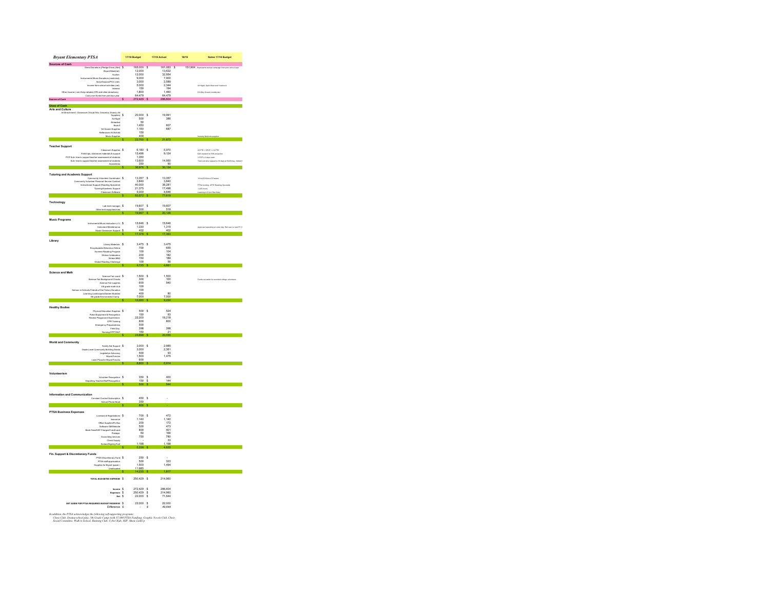# Bryant Elementary PTSA

| | 17/18 Budget | 17/18 Actual | 18/19 | Notes 17/18 Budget |
|---|---|---|---|---|
| **Sources of Cash** | | | | |
| Direct Donations (Pledge Drive) (Net) | $ 165,000 | $ 161,063 | $ 151,904 | Represents annual campaign from prior school year |
| Bryant Blast(net) | 12,000 | 13,622 | | |
| Auction | 12,000 | 32,954 | | |
| Instrumental Music Donations (restricted) | 9,000 | 7,900 | | |
| Scrip/Amazon/PCC (net) | 3,000 | 2,589 | | |
| Income from school activities (net) | 5,000 | 2,344 | | Art Night, Spirit Wear and Yearbook |
| Interest | 150 | 194 | | |
| Other Income ( non-Scrip rebates,CFD and other donations) | 1,800 | 1,460 | | $ 5k Boy Scouts contribution |
| Carry over funds from previous year | 64,479 | 64,479 | | |
| **Sources of Cash** | $ 272,429 | $ 286,604 | | |
| **Uses of Cash** | | | | |
| **Arts and Culture** | | | | |
| Art Enrichment - Classroom (Visual Arts, Ceramics, Drama, Art Supplies) | $ 20,000 | $ 19,991 | | |
| Art Night | 500 | 386 | | |
| Winterfest | 50 | | | |
| Book It | 1,450 | 607 | | |
| Art Docent Supplies | 1,150 | 687 | | |
| Reflections Art Exhibit | 150 | | | |
| Music Supplies | 400 | | | formerly Multicult supplies |
| | $ 23,700 | $ 21,672 | | |
| **Teacher Support** | | | | |
| Classroom Supplies | $ 6,180 | $ 5,970 | | 20 FTE + 3PCP + 2.4 FTE |
| Field trips, classroom materials & support | 15,496 | 9,124 | | $36 /student for 596 projection |
| PCP Sub time to support teacher assessment of students | 1,350 | | | 3 PCP x 2 days each |
| Sub time to support teacher assessment of students | 13,600 | 14,950 | | Total sub time support is 35 days at $225/day. Added I |
| Assemblies | 350 | 90 | | |
| | $ 36,976 | $ 30,134 | | |
| **Tutoring and Academic Support** | | | | |
| Community Volunteer Coordinator | $ 13,357 | $ 13,357 | | 19 hrs/18 Hours /37 weeks |
| Community Volunteer Personal Service Contract | 3,840 | 3,840 | | |
| Instructional Support (Reading Specialist) | 40,000 | 38,281 | | PTSA funding .4FTE Reading Specialist |
| Tutoring/Academic Support | 21,375 | 17,496 | | 1,425 hours |
| Classroom Software | 5,000 | 4,646 | | Learning A-Z (incl Raz Kids) |
| | $ 83,572 | $ 77,619 | | |
| **Technology** | | | | |
| Lab tech manager | $ 19,607 | $ 19,607 | | |
| Other tech equip/services | 300 | 519 | | |
| | $ 19,907 | $ 20,126 | | |
| **Music Programs** | | | | |
| Instrumental Music Instruction (r 1) | $ 15,646 | $ 15,646 | | Approved spending at June mtg. Roll over to next FY 3 |
| Instrument Maintenance | 1,330 | 1,315 | | |
| Music Classroom Support | $ 402 | 402 | | |
| | $ 17,378 | $ 17,363 | | |
| **Library** | | | | |
| Library Materials | $ 3,475 | $ 3,475 | | |
| Encyclopedia Britannica Online | 700 | 655 | | |
| Summer Reading Program | 100 | 104 | | |
| Writers Celebration | 200 | 182 | | |
| Writers BBQ | 150 | 189 | | |
| Global Reading Challenge | 100 | 56 | | |
| | $ 4,725 | $ 4,661 | | |
| **Science and Math** | | | | |
| Science Fair coord | $ 1,500 | $ 1,500 | | |
| Science Fair Background Checks | 300 | 100 | | Funds set aside for mandated college volunteers |
| Science Fair supplies | 600 | 540 | | |
| 4th grade math club | 100 | | | |
| Salmon in Schools Friends of the Fishery Donation | 100 | | | |
| Learning Landscapes/Garden Buddies | 400 | 80 | | |
| 5th grade Environmental Camp | 7,000 | 7,000 | | |
| | $ 10,000 | $ 9,220 | | |
| **Healthy Bodies** | | | | |
| Physical Education Supplies | $ 500 | $ 524 | | |
| Patrol Equipment & Recognition | 150 | 93 | | |
| Recess Playground Supervision | 22,200 | 18,218 | | |
| CPR Training | 800 | 800 | | |
| Emergency Preparedness | 500 | | | |
| Field Day | 398 | 398 | | |
| Nursing/OTPT/SLP | 150 | 21 | | |
| | $ 24,698 | $ 20,055 | | |
| **World and Community** | | | | |
| Family Aid Support | $ 3,000 | $ 2,985 | | |
| Grade Level Community Building Grants | 3,000 | 2,361 | | |
| Legislative Advocacy | 500 | 93 | | |
| Bryant Forums | 1,500 | 1,475 | | |
| Lawn Pizza for Bryant Forums | 600 | | | |
| | $ 8,600 | $ 6,914 | | |
| **Volunteerism** | | | | |
| Volunteer Recognition | $ 350 | $ 400 | | |
| Departing Teacher/Staff Recognition | 150 | $ 144 | | |
| | $ 500 | $ 544 | | |
| **Information and Communication** | | | | |
| Constant Contact Subscription | $ 450 | $ - | | |
| School Phone Book | 350 | | | |
| | $ 800 | $ - | | |
| **PTSA Business Expenses** | | | | |
| Licenses & Registrations | $ 700 | $ 472 | | |
| Insurance | 1,140 | 1,140 | | |
| Office Supplies/Po Box | 200 | 172 | | |
| Software /QB/Website | 500 | 473 | | |
| Bank Fees/NSF Charges/Credit card | 800 | 401 | | |
| Postage | 50 | 166 | | |
| Accounting services | 750 | 780 | | |
| Check Supply | - | 33 | | |
| Bursar/Signing Fuel | 1,198 | 1,198 | | |
| | $ 5,338 | $ 4,835 | | |
| **Fin. Support & Discretionary Funds** | | | | |
| PTSA Discretionary Fund | $ 250 | $ - | | |
| PTSA staff appreciation | 500 | 323 | | |
| Supplies for Bryant (paper) | 1,500 | 1,494 | | |
| Unallocated | 11,985 | | | |
| | $ 14,235 | $ 1,817 | | |
| **TOTAL BUDGETED EXPENSE** | $ 250,429 | $ 214,960 | | |
| **Income** | $ 272,429 | $ 286,604 | | |
| **Expenses** | $ 250,429 | $ 214,960 | | |
| **Net** | $ 22,000 | $ 71,644 | | |
| **SET ASIDE FOR PTSA REQUIRED BUDGET RESERVE** | $ 22,000 | $ 22,000 | | |
| Difference | $ - | $ 49,644 | | |

*In addition, the PTSA acknowledges the following self-supporting programs:*
*Chess Club, Drama-school play, 5th Grade Camp (with $7,000 PTSA Funding), Graphic Novels Club, Choir,*
*Social Committee, Walk to School, Running Club, Cyber Kids, HiP, Music LinkUp*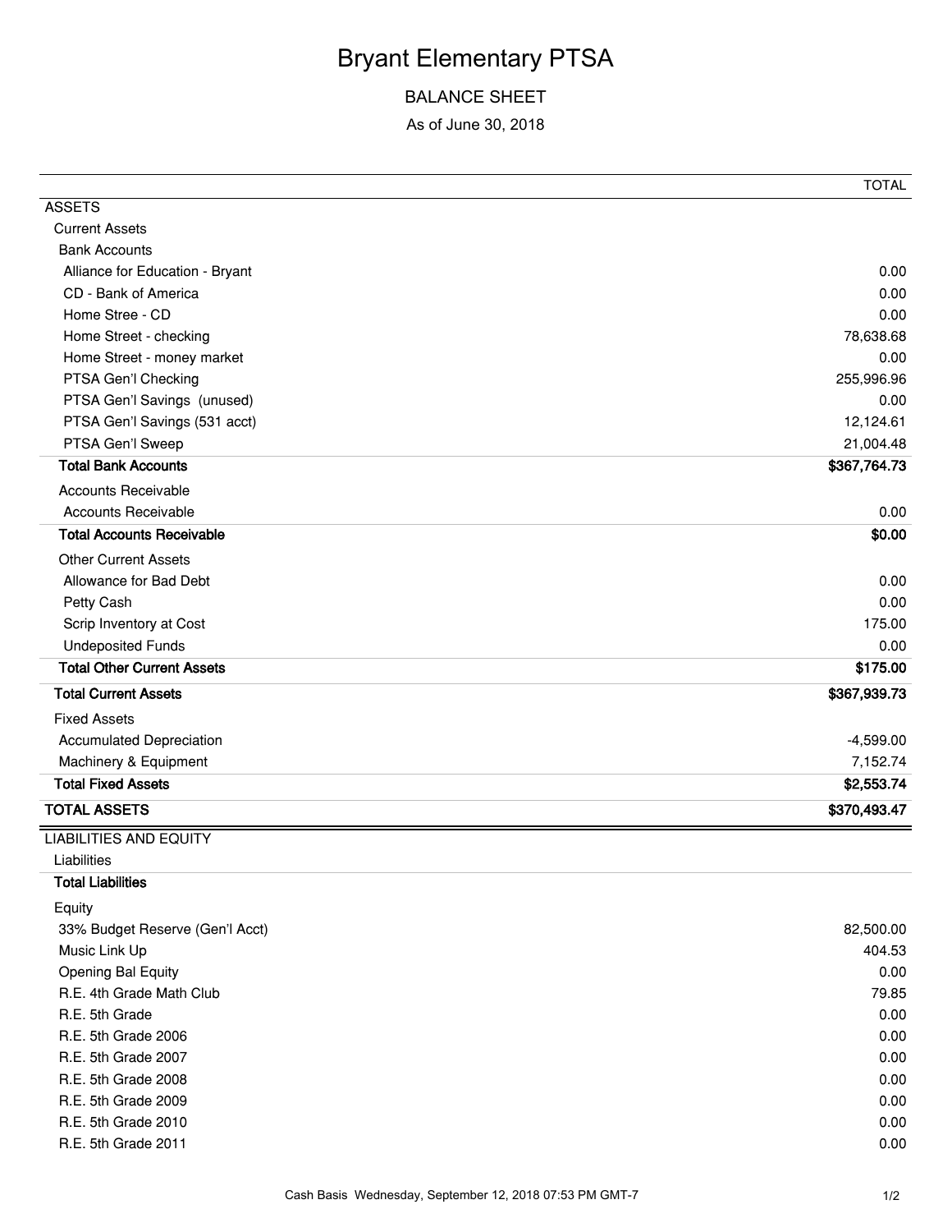# Bryant Elementary PTSA

## BALANCE SHEET

As of June 30, 2018

| | TOTAL |
|---|---|
| ASSETS | |
| Current Assets | |
| Bank Accounts | |
| Alliance for Education - Bryant | 0.00 |
| CD - Bank of America | 0.00 |
| Home Stree - CD | 0.00 |
| Home Street - checking | 78,638.68 |
| Home Street - money market | 0.00 |
| PTSA Gen'l Checking | 255,996.96 |
| PTSA Gen'l Savings (unused) | 0.00 |
| PTSA Gen'l Savings (531 acct) | 12,124.61 |
| PTSA Gen'l Sweep | 21,004.48 |
| **Total Bank Accounts** | **$367,764.73** |
| Accounts Receivable | |
| Accounts Receivable | 0.00 |
| **Total Accounts Receivable** | **$0.00** |
| Other Current Assets | |
| Allowance for Bad Debt | 0.00 |
| Petty Cash | 0.00 |
| Scrip Inventory at Cost | 175.00 |
| Undeposited Funds | 0.00 |
| **Total Other Current Assets** | **$175.00** |
| **Total Current Assets** | **$367,939.73** |
| Fixed Assets | |
| Accumulated Depreciation | -4,599.00 |
| Machinery & Equipment | 7,152.74 |
| **Total Fixed Assets** | **$2,553.74** |
| **TOTAL ASSETS** | **$370,493.47** |
| LIABILITIES AND EQUITY | |
| Liabilities | |
| **Total Liabilities** | |
| Equity | |
| 33% Budget Reserve (Gen'l Acct) | 82,500.00 |
| Music Link Up | 404.53 |
| Opening Bal Equity | 0.00 |
| R.E. 4th Grade Math Club | 79.85 |
| R.E. 5th Grade | 0.00 |
| R.E. 5th Grade 2006 | 0.00 |
| R.E. 5th Grade 2007 | 0.00 |
| R.E. 5th Grade 2008 | 0.00 |
| R.E. 5th Grade 2009 | 0.00 |
| R.E. 5th Grade 2010 | 0.00 |
| R.E. 5th Grade 2011 | 0.00 |

Cash Basis Wednesday, September 12, 2018 07:53 PM GMT-7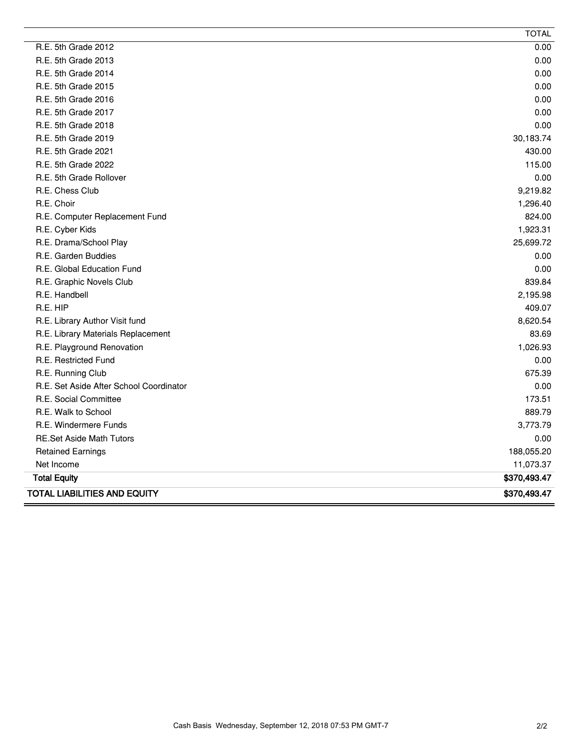| | TOTAL |
|---|---|
| R.E. 5th Grade 2012 | 0.00 |
| R.E. 5th Grade 2013 | 0.00 |
| R.E. 5th Grade 2014 | 0.00 |
| R.E. 5th Grade 2015 | 0.00 |
| R.E. 5th Grade 2016 | 0.00 |
| R.E. 5th Grade 2017 | 0.00 |
| R.E. 5th Grade 2018 | 0.00 |
| R.E. 5th Grade 2019 | 30,183.74 |
| R.E. 5th Grade 2021 | 430.00 |
| R.E. 5th Grade 2022 | 115.00 |
| R.E. 5th Grade Rollover | 0.00 |
| R.E. Chess Club | 9,219.82 |
| R.E. Choir | 1,296.40 |
| R.E. Computer Replacement Fund | 824.00 |
| R.E. Cyber Kids | 1,923.31 |
| R.E. Drama/School Play | 25,699.72 |
| R.E. Garden Buddies | 0.00 |
| R.E. Global Education Fund | 0.00 |
| R.E. Graphic Novels Club | 839.84 |
| R.E. Handbell | 2,195.98 |
| R.E. HIP | 409.07 |
| R.E. Library Author Visit fund | 8,620.54 |
| R.E. Library Materials Replacement | 83.69 |
| R.E. Playground Renovation | 1,026.93 |
| R.E. Restricted Fund | 0.00 |
| R.E. Running Club | 675.39 |
| R.E. Set Aside After School Coordinator | 0.00 |
| R.E. Social Committee | 173.51 |
| R.E. Walk to School | 889.79 |
| R.E. Windermere Funds | 3,773.79 |
| RE.Set Aside Math Tutors | 0.00 |
| Retained Earnings | 188,055.20 |
| Net Income | 11,073.37 |
| **Total Equity** | **$370,493.47** |
| **TOTAL LIABILITIES AND EQUITY** | **$370,493.47** |

Cash Basis Wednesday, September 12, 2018 07:53 PM GMT-7